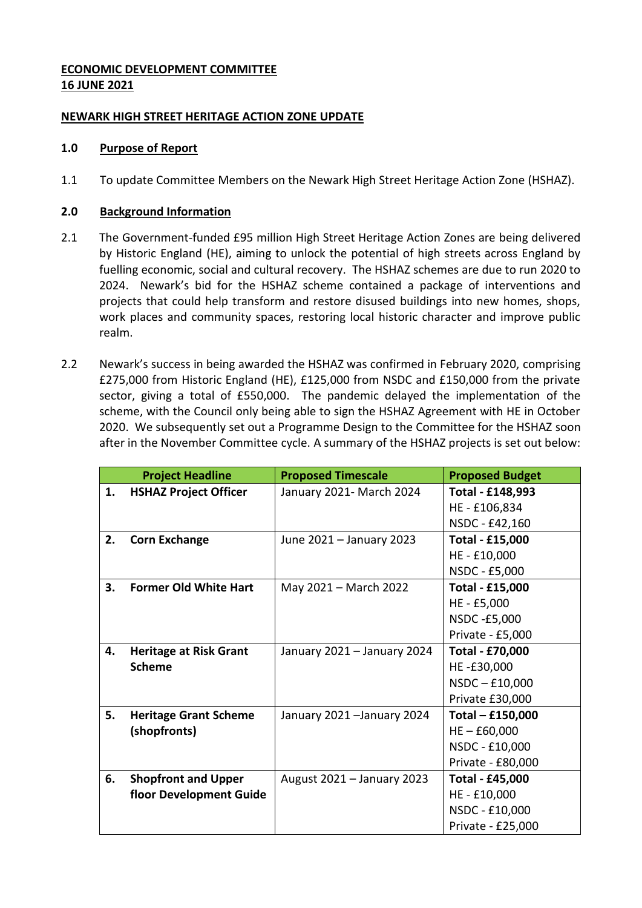**ECONOMIC DEVELOPMENT COMMITTEE**
**16 JUNE 2021**

**NEWARK HIGH STREET HERITAGE ACTION ZONE UPDATE**

## 1.0 Purpose of Report

1.1 To update Committee Members on the Newark High Street Heritage Action Zone (HSHAZ).

## 2.0 Background Information

2.1 The Government-funded £95 million High Street Heritage Action Zones are being delivered by Historic England (HE), aiming to unlock the potential of high streets across England by fuelling economic, social and cultural recovery. The HSHAZ schemes are due to run 2020 to 2024. Newark's bid for the HSHAZ scheme contained a package of interventions and projects that could help transform and restore disused buildings into new homes, shops, work places and community spaces, restoring local historic character and improve public realm.

2.2 Newark's success in being awarded the HSHAZ was confirmed in February 2020, comprising £275,000 from Historic England (HE), £125,000 from NSDC and £150,000 from the private sector, giving a total of £550,000. The pandemic delayed the implementation of the scheme, with the Council only being able to sign the HSHAZ Agreement with HE in October 2020. We subsequently set out a Programme Design to the Committee for the HSHAZ soon after in the November Committee cycle. A summary of the HSHAZ projects is set out below:

| | Project Headline | Proposed Timescale | Proposed Budget |
|---|---|---|---|
| 1. | **HSHAZ Project Officer** | January 2021- March 2024 | **Total - £148,993**<br>HE - £106,834<br>NSDC - £42,160 |
| 2. | **Corn Exchange** | June 2021 – January 2023 | **Total - £15,000**<br>HE - £10,000<br>NSDC - £5,000 |
| 3. | **Former Old White Hart** | May 2021 – March 2022 | **Total - £15,000**<br>HE - £5,000<br>NSDC -£5,000<br>Private - £5,000 |
| 4. | **Heritage at Risk Grant Scheme** | January 2021 – January 2024 | **Total - £70,000**<br>HE -£30,000<br>NSDC – £10,000<br>Private £30,000 |
| 5. | **Heritage Grant Scheme (shopfronts)** | January 2021 –January 2024 | **Total – £150,000**<br>HE – £60,000<br>NSDC - £10,000<br>Private - £80,000 |
| 6. | **Shopfront and Upper floor Development Guide** | August 2021 – January 2023 | **Total - £45,000**<br>HE - £10,000<br>NSDC - £10,000<br>Private - £25,000 |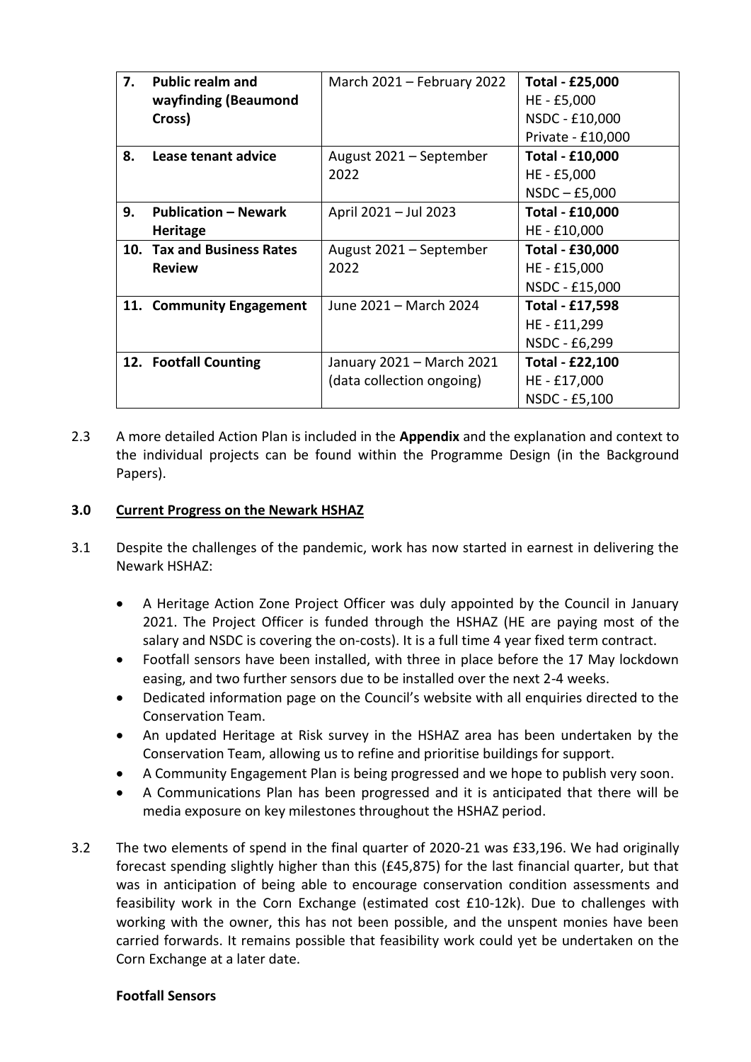| | | | |
|---|---|---|---|
| **7.** | **Public realm and wayfinding (Beaumond Cross)** | March 2021 – February 2022 | **Total - £25,000**<br>HE - £5,000<br>NSDC - £10,000<br>Private - £10,000 |
| **8.** | **Lease tenant advice** | August 2021 – September 2022 | **Total - £10,000**<br>HE - £5,000<br>NSDC – £5,000 |
| **9.** | **Publication – Newark Heritage** | April 2021 – Jul 2023 | **Total - £10,000**<br>HE - £10,000 |
| **10.** | **Tax and Business Rates Review** | August 2021 – September 2022 | **Total - £30,000**<br>HE - £15,000<br>NSDC - £15,000 |
| **11.** | **Community Engagement** | June 2021 – March 2024 | **Total - £17,598**<br>HE - £11,299<br>NSDC - £6,299 |
| **12.** | **Footfall Counting** | January 2021 – March 2021 (data collection ongoing) | **Total - £22,100**<br>HE - £17,000<br>NSDC - £5,100 |

2.3 A more detailed Action Plan is included in the **Appendix** and the explanation and context to the individual projects can be found within the Programme Design (in the Background Papers).

## 3.0 Current Progress on the Newark HSHAZ

3.1 Despite the challenges of the pandemic, work has now started in earnest in delivering the Newark HSHAZ:

- A Heritage Action Zone Project Officer was duly appointed by the Council in January 2021. The Project Officer is funded through the HSHAZ (HE are paying most of the salary and NSDC is covering the on-costs). It is a full time 4 year fixed term contract.
- Footfall sensors have been installed, with three in place before the 17 May lockdown easing, and two further sensors due to be installed over the next 2-4 weeks.
- Dedicated information page on the Council's website with all enquiries directed to the Conservation Team.
- An updated Heritage at Risk survey in the HSHAZ area has been undertaken by the Conservation Team, allowing us to refine and prioritise buildings for support.
- A Community Engagement Plan is being progressed and we hope to publish very soon.
- A Communications Plan has been progressed and it is anticipated that there will be media exposure on key milestones throughout the HSHAZ period.

3.2 The two elements of spend in the final quarter of 2020-21 was £33,196. We had originally forecast spending slightly higher than this (£45,875) for the last financial quarter, but that was in anticipation of being able to encourage conservation condition assessments and feasibility work in the Corn Exchange (estimated cost £10-12k). Due to challenges with working with the owner, this has not been possible, and the unspent monies have been carried forwards. It remains possible that feasibility work could yet be undertaken on the Corn Exchange at a later date.

**Footfall Sensors**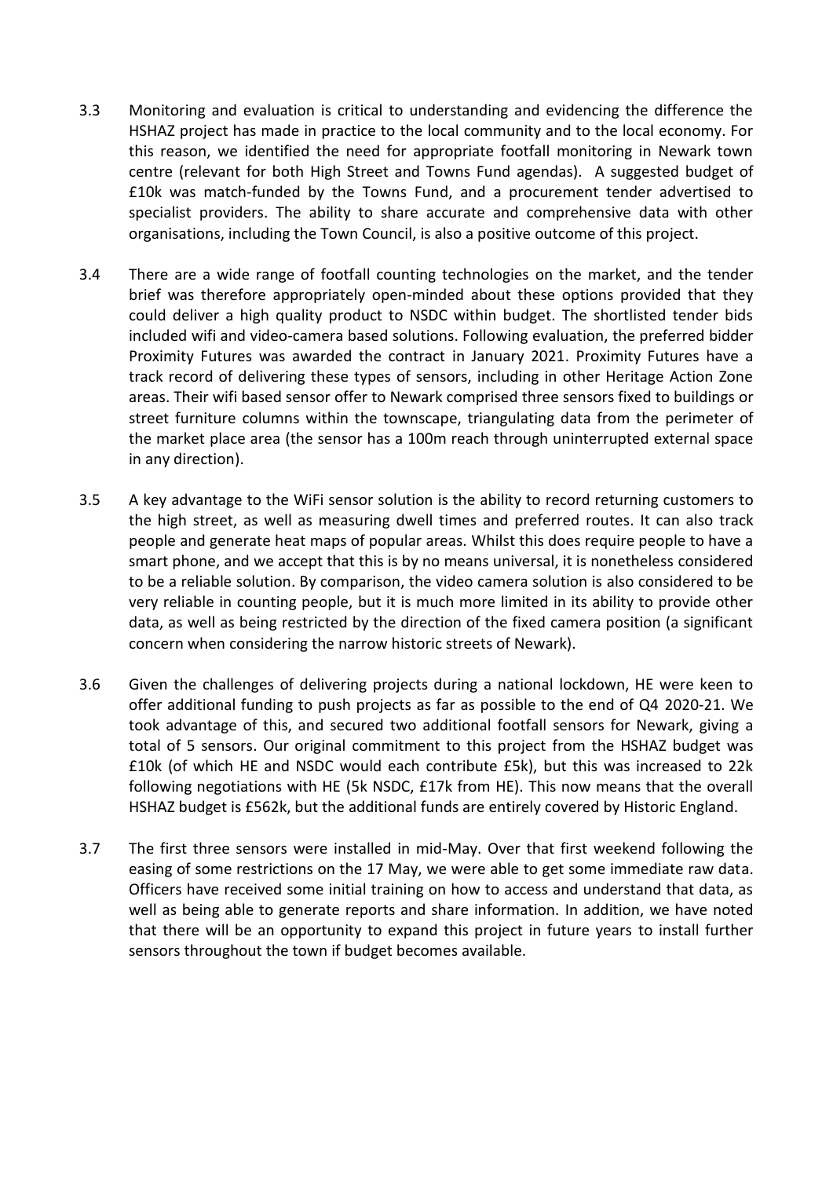3.3 Monitoring and evaluation is critical to understanding and evidencing the difference the HSHAZ project has made in practice to the local community and to the local economy. For this reason, we identified the need for appropriate footfall monitoring in Newark town centre (relevant for both High Street and Towns Fund agendas). A suggested budget of £10k was match-funded by the Towns Fund, and a procurement tender advertised to specialist providers. The ability to share accurate and comprehensive data with other organisations, including the Town Council, is also a positive outcome of this project.

3.4 There are a wide range of footfall counting technologies on the market, and the tender brief was therefore appropriately open-minded about these options provided that they could deliver a high quality product to NSDC within budget. The shortlisted tender bids included wifi and video-camera based solutions. Following evaluation, the preferred bidder Proximity Futures was awarded the contract in January 2021. Proximity Futures have a track record of delivering these types of sensors, including in other Heritage Action Zone areas. Their wifi based sensor offer to Newark comprised three sensors fixed to buildings or street furniture columns within the townscape, triangulating data from the perimeter of the market place area (the sensor has a 100m reach through uninterrupted external space in any direction).

3.5 A key advantage to the WiFi sensor solution is the ability to record returning customers to the high street, as well as measuring dwell times and preferred routes. It can also track people and generate heat maps of popular areas. Whilst this does require people to have a smart phone, and we accept that this is by no means universal, it is nonetheless considered to be a reliable solution. By comparison, the video camera solution is also considered to be very reliable in counting people, but it is much more limited in its ability to provide other data, as well as being restricted by the direction of the fixed camera position (a significant concern when considering the narrow historic streets of Newark).

3.6 Given the challenges of delivering projects during a national lockdown, HE were keen to offer additional funding to push projects as far as possible to the end of Q4 2020-21. We took advantage of this, and secured two additional footfall sensors for Newark, giving a total of 5 sensors. Our original commitment to this project from the HSHAZ budget was £10k (of which HE and NSDC would each contribute £5k), but this was increased to 22k following negotiations with HE (5k NSDC, £17k from HE). This now means that the overall HSHAZ budget is £562k, but the additional funds are entirely covered by Historic England.

3.7 The first three sensors were installed in mid-May. Over that first weekend following the easing of some restrictions on the 17 May, we were able to get some immediate raw data. Officers have received some initial training on how to access and understand that data, as well as being able to generate reports and share information. In addition, we have noted that there will be an opportunity to expand this project in future years to install further sensors throughout the town if budget becomes available.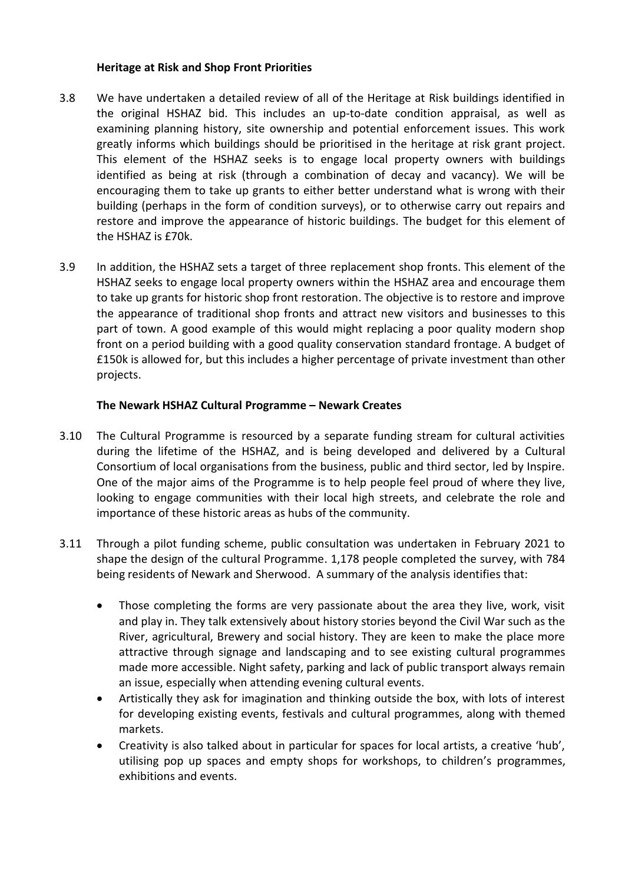**Heritage at Risk and Shop Front Priorities**

3.8 We have undertaken a detailed review of all of the Heritage at Risk buildings identified in the original HSHAZ bid. This includes an up-to-date condition appraisal, as well as examining planning history, site ownership and potential enforcement issues. This work greatly informs which buildings should be prioritised in the heritage at risk grant project. This element of the HSHAZ seeks is to engage local property owners with buildings identified as being at risk (through a combination of decay and vacancy). We will be encouraging them to take up grants to either better understand what is wrong with their building (perhaps in the form of condition surveys), or to otherwise carry out repairs and restore and improve the appearance of historic buildings. The budget for this element of the HSHAZ is £70k.

3.9 In addition, the HSHAZ sets a target of three replacement shop fronts. This element of the HSHAZ seeks to engage local property owners within the HSHAZ area and encourage them to take up grants for historic shop front restoration. The objective is to restore and improve the appearance of traditional shop fronts and attract new visitors and businesses to this part of town. A good example of this would might replacing a poor quality modern shop front on a period building with a good quality conservation standard frontage. A budget of £150k is allowed for, but this includes a higher percentage of private investment than other projects.

**The Newark HSHAZ Cultural Programme – Newark Creates**

3.10 The Cultural Programme is resourced by a separate funding stream for cultural activities during the lifetime of the HSHAZ, and is being developed and delivered by a Cultural Consortium of local organisations from the business, public and third sector, led by Inspire. One of the major aims of the Programme is to help people feel proud of where they live, looking to engage communities with their local high streets, and celebrate the role and importance of these historic areas as hubs of the community.

3.11 Through a pilot funding scheme, public consultation was undertaken in February 2021 to shape the design of the cultural Programme. 1,178 people completed the survey, with 784 being residents of Newark and Sherwood. A summary of the analysis identifies that:

- Those completing the forms are very passionate about the area they live, work, visit and play in. They talk extensively about history stories beyond the Civil War such as the River, agricultural, Brewery and social history. They are keen to make the place more attractive through signage and landscaping and to see existing cultural programmes made more accessible. Night safety, parking and lack of public transport always remain an issue, especially when attending evening cultural events.
- Artistically they ask for imagination and thinking outside the box, with lots of interest for developing existing events, festivals and cultural programmes, along with themed markets.
- Creativity is also talked about in particular for spaces for local artists, a creative 'hub', utilising pop up spaces and empty shops for workshops, to children's programmes, exhibitions and events.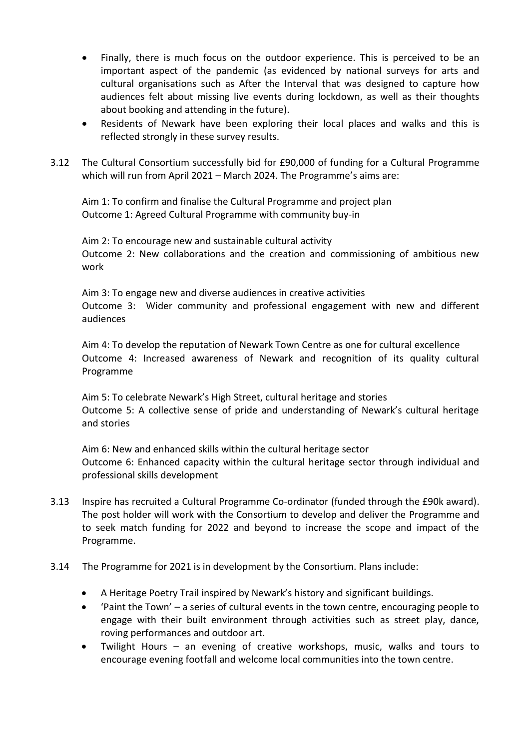- Finally, there is much focus on the outdoor experience. This is perceived to be an important aspect of the pandemic (as evidenced by national surveys for arts and cultural organisations such as After the Interval that was designed to capture how audiences felt about missing live events during lockdown, as well as their thoughts about booking and attending in the future).
- Residents of Newark have been exploring their local places and walks and this is reflected strongly in these survey results.

3.12 The Cultural Consortium successfully bid for £90,000 of funding for a Cultural Programme which will run from April 2021 – March 2024. The Programme's aims are:

Aim 1: To confirm and finalise the Cultural Programme and project plan
Outcome 1: Agreed Cultural Programme with community buy-in

Aim 2: To encourage new and sustainable cultural activity
Outcome 2: New collaborations and the creation and commissioning of ambitious new work

Aim 3: To engage new and diverse audiences in creative activities
Outcome 3: Wider community and professional engagement with new and different audiences

Aim 4: To develop the reputation of Newark Town Centre as one for cultural excellence
Outcome 4: Increased awareness of Newark and recognition of its quality cultural Programme

Aim 5: To celebrate Newark's High Street, cultural heritage and stories
Outcome 5: A collective sense of pride and understanding of Newark's cultural heritage and stories

Aim 6: New and enhanced skills within the cultural heritage sector
Outcome 6: Enhanced capacity within the cultural heritage sector through individual and professional skills development

3.13 Inspire has recruited a Cultural Programme Co-ordinator (funded through the £90k award). The post holder will work with the Consortium to develop and deliver the Programme and to seek match funding for 2022 and beyond to increase the scope and impact of the Programme.

3.14 The Programme for 2021 is in development by the Consortium. Plans include:

- A Heritage Poetry Trail inspired by Newark's history and significant buildings.
- 'Paint the Town' – a series of cultural events in the town centre, encouraging people to engage with their built environment through activities such as street play, dance, roving performances and outdoor art.
- Twilight Hours – an evening of creative workshops, music, walks and tours to encourage evening footfall and welcome local communities into the town centre.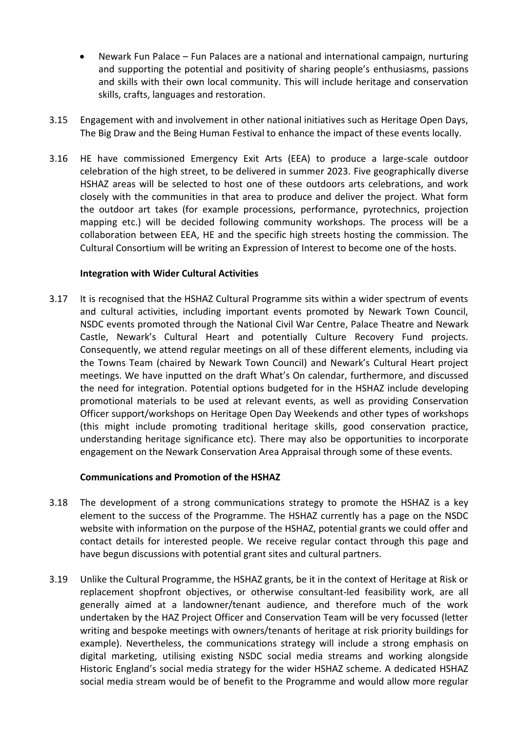- Newark Fun Palace – Fun Palaces are a national and international campaign, nurturing and supporting the potential and positivity of sharing people's enthusiasms, passions and skills with their own local community. This will include heritage and conservation skills, crafts, languages and restoration.

3.15 Engagement with and involvement in other national initiatives such as Heritage Open Days, The Big Draw and the Being Human Festival to enhance the impact of these events locally.

3.16 HE have commissioned Emergency Exit Arts (EEA) to produce a large-scale outdoor celebration of the high street, to be delivered in summer 2023. Five geographically diverse HSHAZ areas will be selected to host one of these outdoors arts celebrations, and work closely with the communities in that area to produce and deliver the project. What form the outdoor art takes (for example processions, performance, pyrotechnics, projection mapping etc.) will be decided following community workshops. The process will be a collaboration between EEA, HE and the specific high streets hosting the commission. The Cultural Consortium will be writing an Expression of Interest to become one of the hosts.

**Integration with Wider Cultural Activities**

3.17 It is recognised that the HSHAZ Cultural Programme sits within a wider spectrum of events and cultural activities, including important events promoted by Newark Town Council, NSDC events promoted through the National Civil War Centre, Palace Theatre and Newark Castle, Newark's Cultural Heart and potentially Culture Recovery Fund projects. Consequently, we attend regular meetings on all of these different elements, including via the Towns Team (chaired by Newark Town Council) and Newark's Cultural Heart project meetings. We have inputted on the draft What's On calendar, furthermore, and discussed the need for integration. Potential options budgeted for in the HSHAZ include developing promotional materials to be used at relevant events, as well as providing Conservation Officer support/workshops on Heritage Open Day Weekends and other types of workshops (this might include promoting traditional heritage skills, good conservation practice, understanding heritage significance etc). There may also be opportunities to incorporate engagement on the Newark Conservation Area Appraisal through some of these events.

**Communications and Promotion of the HSHAZ**

3.18 The development of a strong communications strategy to promote the HSHAZ is a key element to the success of the Programme. The HSHAZ currently has a page on the NSDC website with information on the purpose of the HSHAZ, potential grants we could offer and contact details for interested people. We receive regular contact through this page and have begun discussions with potential grant sites and cultural partners.

3.19 Unlike the Cultural Programme, the HSHAZ grants, be it in the context of Heritage at Risk or replacement shopfront objectives, or otherwise consultant-led feasibility work, are all generally aimed at a landowner/tenant audience, and therefore much of the work undertaken by the HAZ Project Officer and Conservation Team will be very focussed (letter writing and bespoke meetings with owners/tenants of heritage at risk priority buildings for example). Nevertheless, the communications strategy will include a strong emphasis on digital marketing, utilising existing NSDC social media streams and working alongside Historic England's social media strategy for the wider HSHAZ scheme. A dedicated HSHAZ social media stream would be of benefit to the Programme and would allow more regular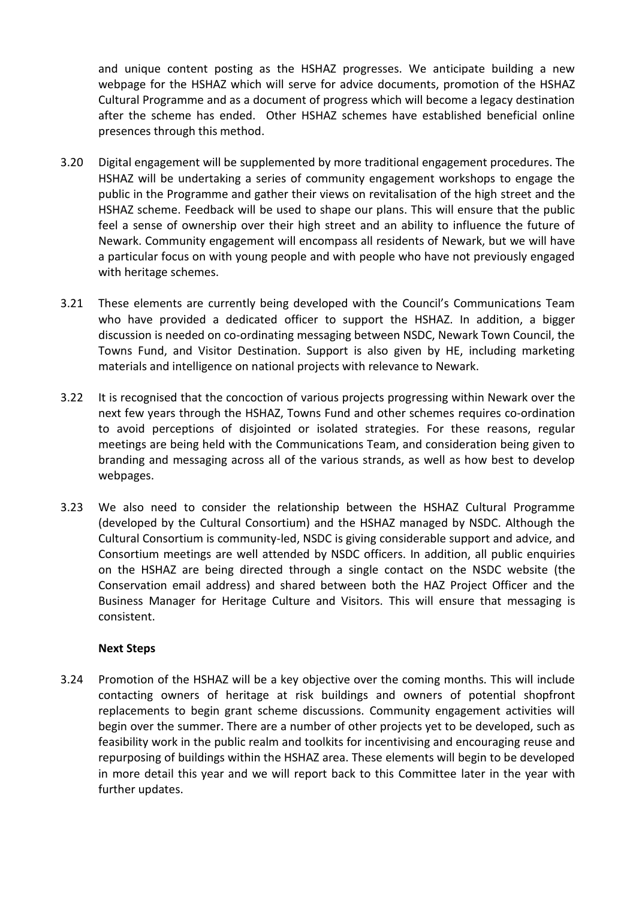and unique content posting as the HSHAZ progresses. We anticipate building a new webpage for the HSHAZ which will serve for advice documents, promotion of the HSHAZ Cultural Programme and as a document of progress which will become a legacy destination after the scheme has ended. Other HSHAZ schemes have established beneficial online presences through this method.

3.20 Digital engagement will be supplemented by more traditional engagement procedures. The HSHAZ will be undertaking a series of community engagement workshops to engage the public in the Programme and gather their views on revitalisation of the high street and the HSHAZ scheme. Feedback will be used to shape our plans. This will ensure that the public feel a sense of ownership over their high street and an ability to influence the future of Newark. Community engagement will encompass all residents of Newark, but we will have a particular focus on with young people and with people who have not previously engaged with heritage schemes.

3.21 These elements are currently being developed with the Council's Communications Team who have provided a dedicated officer to support the HSHAZ. In addition, a bigger discussion is needed on co-ordinating messaging between NSDC, Newark Town Council, the Towns Fund, and Visitor Destination. Support is also given by HE, including marketing materials and intelligence on national projects with relevance to Newark.

3.22 It is recognised that the concoction of various projects progressing within Newark over the next few years through the HSHAZ, Towns Fund and other schemes requires co-ordination to avoid perceptions of disjointed or isolated strategies. For these reasons, regular meetings are being held with the Communications Team, and consideration being given to branding and messaging across all of the various strands, as well as how best to develop webpages.

3.23 We also need to consider the relationship between the HSHAZ Cultural Programme (developed by the Cultural Consortium) and the HSHAZ managed by NSDC. Although the Cultural Consortium is community-led, NSDC is giving considerable support and advice, and Consortium meetings are well attended by NSDC officers. In addition, all public enquiries on the HSHAZ are being directed through a single contact on the NSDC website (the Conservation email address) and shared between both the HAZ Project Officer and the Business Manager for Heritage Culture and Visitors. This will ensure that messaging is consistent.

**Next Steps**

3.24 Promotion of the HSHAZ will be a key objective over the coming months. This will include contacting owners of heritage at risk buildings and owners of potential shopfront replacements to begin grant scheme discussions. Community engagement activities will begin over the summer. There are a number of other projects yet to be developed, such as feasibility work in the public realm and toolkits for incentivising and encouraging reuse and repurposing of buildings within the HSHAZ area. These elements will begin to be developed in more detail this year and we will report back to this Committee later in the year with further updates.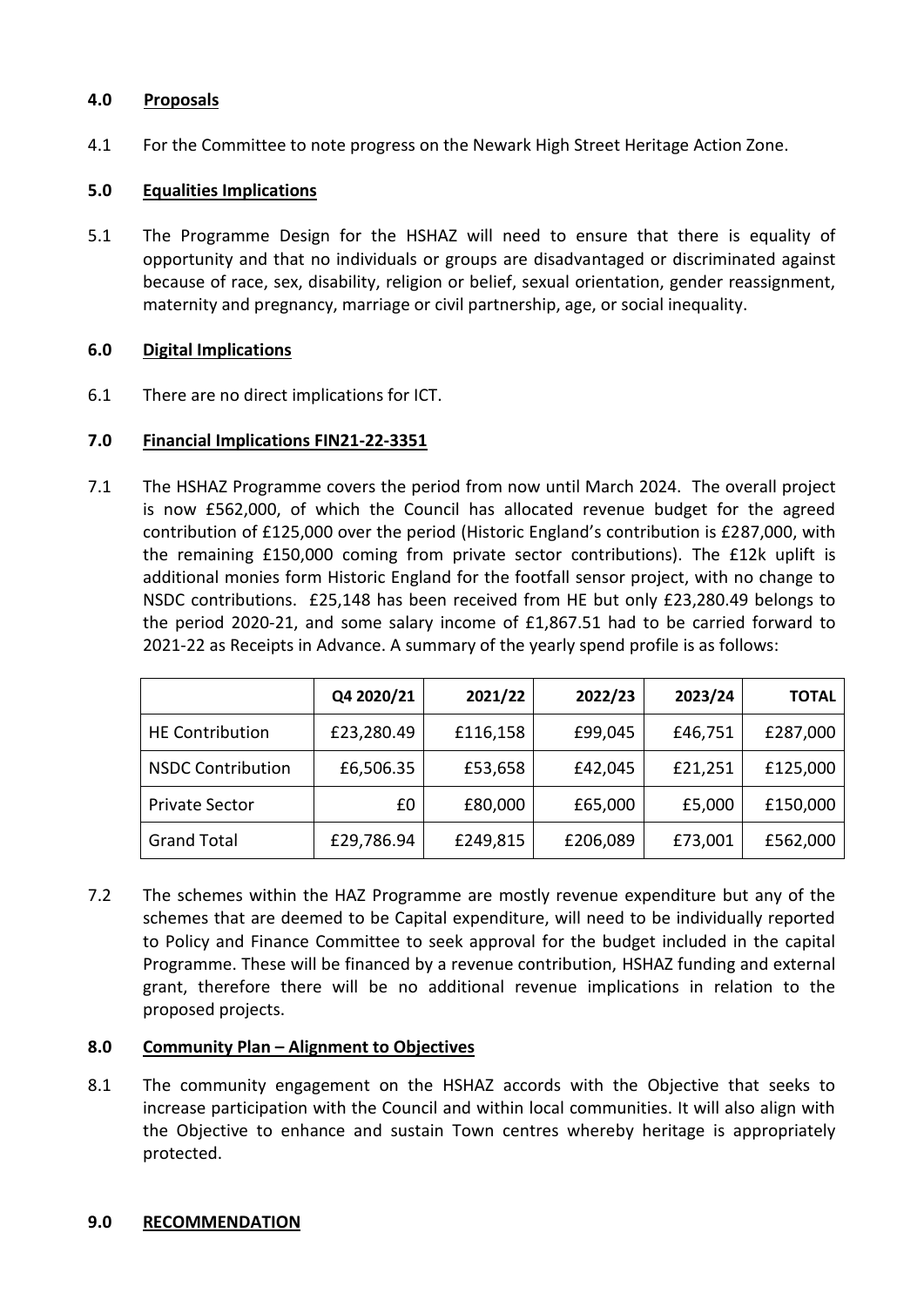## 4.0 Proposals

4.1 For the Committee to note progress on the Newark High Street Heritage Action Zone.

## 5.0 Equalities Implications

5.1 The Programme Design for the HSHAZ will need to ensure that there is equality of opportunity and that no individuals or groups are disadvantaged or discriminated against because of race, sex, disability, religion or belief, sexual orientation, gender reassignment, maternity and pregnancy, marriage or civil partnership, age, or social inequality.

## 6.0 Digital Implications

6.1 There are no direct implications for ICT.

## 7.0 Financial Implications FIN21-22-3351

7.1 The HSHAZ Programme covers the period from now until March 2024. The overall project is now £562,000, of which the Council has allocated revenue budget for the agreed contribution of £125,000 over the period (Historic England's contribution is £287,000, with the remaining £150,000 coming from private sector contributions). The £12k uplift is additional monies form Historic England for the footfall sensor project, with no change to NSDC contributions. £25,148 has been received from HE but only £23,280.49 belongs to the period 2020-21, and some salary income of £1,867.51 had to be carried forward to 2021-22 as Receipts in Advance. A summary of the yearly spend profile is as follows:

| | Q4 2020/21 | 2021/22 | 2022/23 | 2023/24 | TOTAL |
|---|---|---|---|---|---|
| HE Contribution | £23,280.49 | £116,158 | £99,045 | £46,751 | £287,000 |
| NSDC Contribution | £6,506.35 | £53,658 | £42,045 | £21,251 | £125,000 |
| Private Sector | £0 | £80,000 | £65,000 | £5,000 | £150,000 |
| Grand Total | £29,786.94 | £249,815 | £206,089 | £73,001 | £562,000 |

7.2 The schemes within the HAZ Programme are mostly revenue expenditure but any of the schemes that are deemed to be Capital expenditure, will need to be individually reported to Policy and Finance Committee to seek approval for the budget included in the capital Programme. These will be financed by a revenue contribution, HSHAZ funding and external grant, therefore there will be no additional revenue implications in relation to the proposed projects.

## 8.0 Community Plan – Alignment to Objectives

8.1 The community engagement on the HSHAZ accords with the Objective that seeks to increase participation with the Council and within local communities. It will also align with the Objective to enhance and sustain Town centres whereby heritage is appropriately protected.

## 9.0 RECOMMENDATION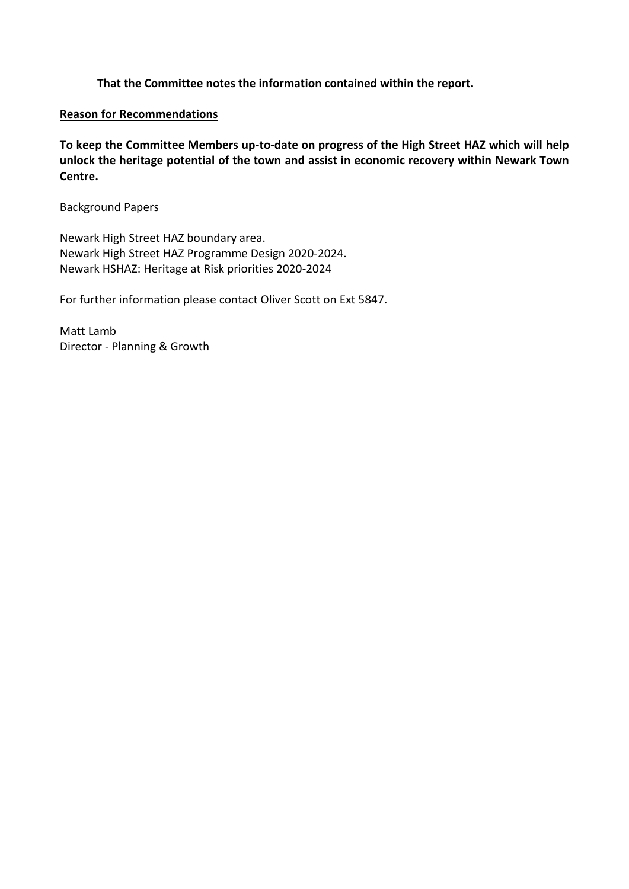**That the Committee notes the information contained within the report.**

**Reason for Recommendations**

**To keep the Committee Members up-to-date on progress of the High Street HAZ which will help unlock the heritage potential of the town and assist in economic recovery within Newark Town Centre.**

Background Papers

Newark High Street HAZ boundary area.
Newark High Street HAZ Programme Design 2020-2024.
Newark HSHAZ: Heritage at Risk priorities 2020-2024

For further information please contact Oliver Scott on Ext 5847.

Matt Lamb
Director - Planning & Growth